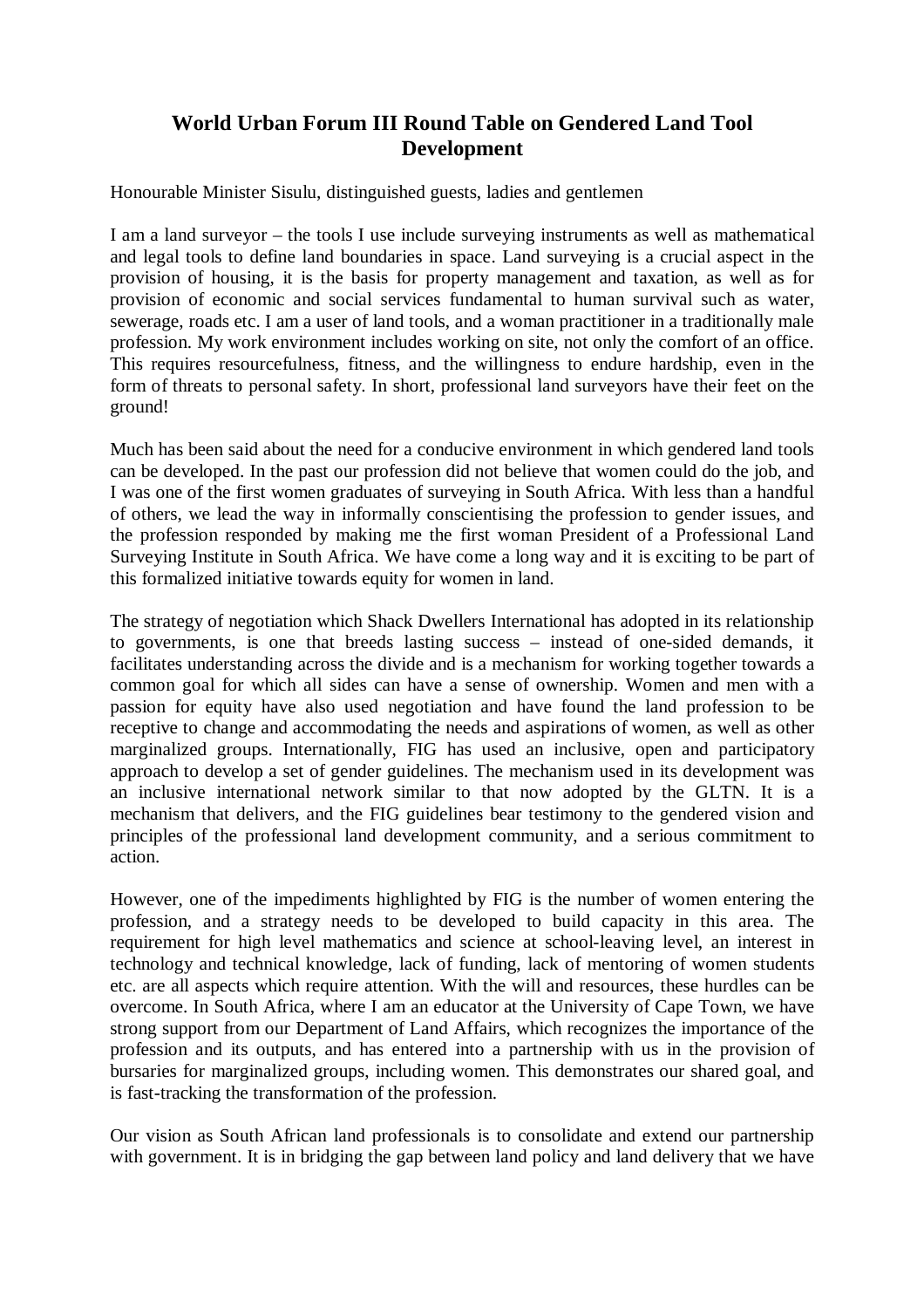# World Urban Forum III Round Table on Gendered Land Tool Development

Honourable Minister Sisulu, distinguished guests, ladies and gentlemen

I am a land surveyor – the tools I use include surveying instruments as well as mathematical and legal tools to define land boundaries in space. Land surveying is a crucial aspect in the provision of housing, it is the basis for property management and taxation, as well as for provision of economic and social services fundamental to human survival such as water, sewerage, roads etc. I am a user of land tools, and a woman practitioner in a traditionally male profession. My work environment includes working on site, not only the comfort of an office. This requires resourcefulness, fitness, and the willingness to endure hardship, even in the form of threats to personal safety. In short, professional land surveyors have their feet on the ground!

Much has been said about the need for a conducive environment in which gendered land tools can be developed. In the past our profession did not believe that women could do the job, and I was one of the first women graduates of surveying in South Africa. With less than a handful of others, we lead the way in informally conscientising the profession to gender issues, and the profession responded by making me the first woman President of a Professional Land Surveying Institute in South Africa. We have come a long way and it is exciting to be part of this formalized initiative towards equity for women in land.

The strategy of negotiation which Shack Dwellers International has adopted in its relationship to governments, is one that breeds lasting success – instead of one-sided demands, it facilitates understanding across the divide and is a mechanism for working together towards a common goal for which all sides can have a sense of ownership. Women and men with a passion for equity have also used negotiation and have found the land profession to be receptive to change and accommodating the needs and aspirations of women, as well as other marginalized groups. Internationally, FIG has used an inclusive, open and participatory approach to develop a set of gender guidelines. The mechanism used in its development was an inclusive international network similar to that now adopted by the GLTN. It is a mechanism that delivers, and the FIG guidelines bear testimony to the gendered vision and principles of the professional land development community, and a serious commitment to action.

However, one of the impediments highlighted by FIG is the number of women entering the profession, and a strategy needs to be developed to build capacity in this area. The requirement for high level mathematics and science at school-leaving level, an interest in technology and technical knowledge, lack of funding, lack of mentoring of women students etc. are all aspects which require attention. With the will and resources, these hurdles can be overcome. In South Africa, where I am an educator at the University of Cape Town, we have strong support from our Department of Land Affairs, which recognizes the importance of the profession and its outputs, and has entered into a partnership with us in the provision of bursaries for marginalized groups, including women. This demonstrates our shared goal, and is fast-tracking the transformation of the profession.

Our vision as South African land professionals is to consolidate and extend our partnership with government. It is in bridging the gap between land policy and land delivery that we have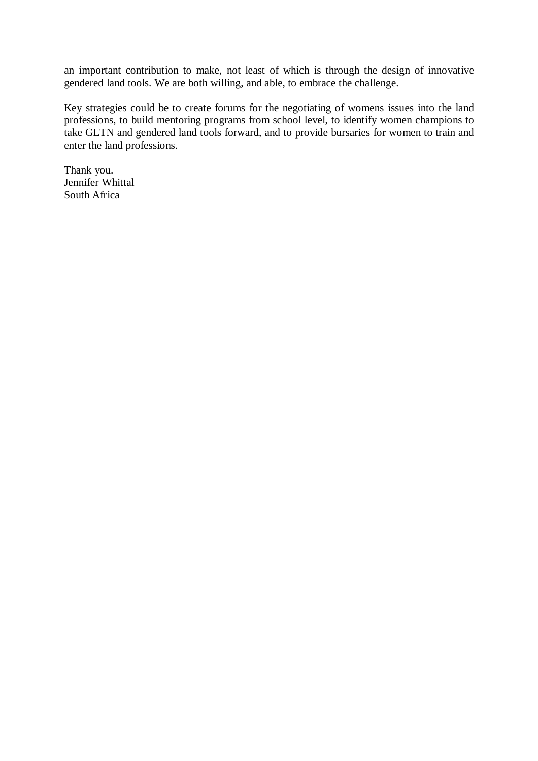an important contribution to make, not least of which is through the design of innovative gendered land tools. We are both willing, and able, to embrace the challenge.

Key strategies could be to create forums for the negotiating of womens issues into the land professions, to build mentoring programs from school level, to identify women champions to take GLTN and gendered land tools forward, and to provide bursaries for women to train and enter the land professions.

Thank you.
Jennifer Whittal
South Africa